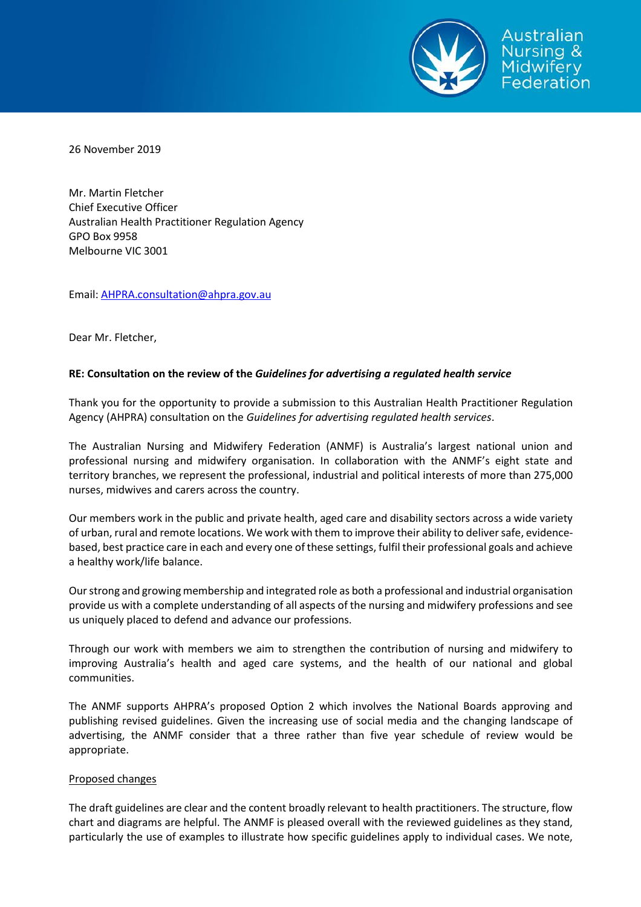26 November 2019

Mr. Martin Fletcher
Chief Executive Officer
Australian Health Practitioner Regulation Agency
GPO Box 9958
Melbourne VIC 3001

Email: AHPRA.consultation@ahpra.gov.au

Dear Mr. Fletcher,

**RE: Consultation on the review of the *Guidelines for advertising a regulated health service***

Thank you for the opportunity to provide a submission to this Australian Health Practitioner Regulation Agency (AHPRA) consultation on the *Guidelines for advertising regulated health services*.

The Australian Nursing and Midwifery Federation (ANMF) is Australia's largest national union and professional nursing and midwifery organisation. In collaboration with the ANMF's eight state and territory branches, we represent the professional, industrial and political interests of more than 275,000 nurses, midwives and carers across the country.

Our members work in the public and private health, aged care and disability sectors across a wide variety of urban, rural and remote locations. We work with them to improve their ability to deliver safe, evidence-based, best practice care in each and every one of these settings, fulfil their professional goals and achieve a healthy work/life balance.

Our strong and growing membership and integrated role as both a professional and industrial organisation provide us with a complete understanding of all aspects of the nursing and midwifery professions and see us uniquely placed to defend and advance our professions.

Through our work with members we aim to strengthen the contribution of nursing and midwifery to improving Australia's health and aged care systems, and the health of our national and global communities.

The ANMF supports AHPRA's proposed Option 2 which involves the National Boards approving and publishing revised guidelines. Given the increasing use of social media and the changing landscape of advertising, the ANMF consider that a three rather than five year schedule of review would be appropriate.

Proposed changes

The draft guidelines are clear and the content broadly relevant to health practitioners. The structure, flow chart and diagrams are helpful. The ANMF is pleased overall with the reviewed guidelines as they stand, particularly the use of examples to illustrate how specific guidelines apply to individual cases. We note,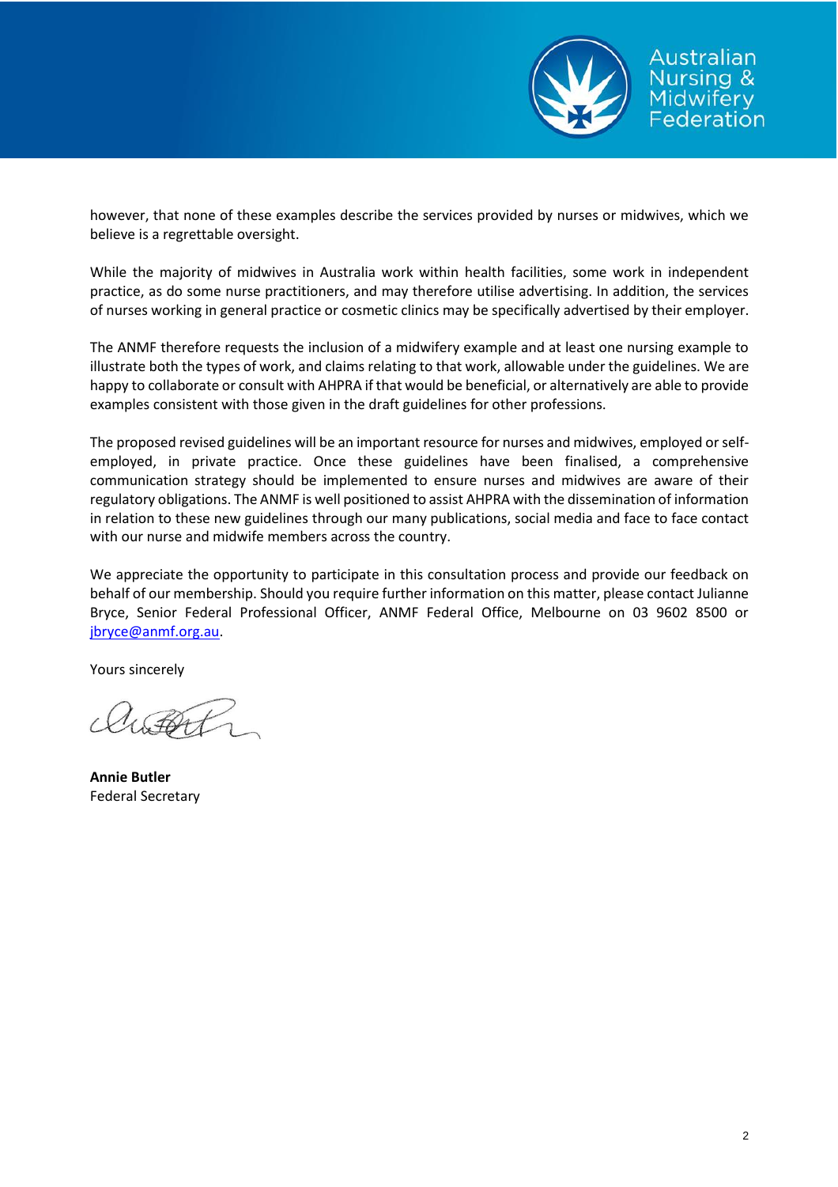however, that none of these examples describe the services provided by nurses or midwives, which we believe is a regrettable oversight.

While the majority of midwives in Australia work within health facilities, some work in independent practice, as do some nurse practitioners, and may therefore utilise advertising. In addition, the services of nurses working in general practice or cosmetic clinics may be specifically advertised by their employer.

The ANMF therefore requests the inclusion of a midwifery example and at least one nursing example to illustrate both the types of work, and claims relating to that work, allowable under the guidelines. We are happy to collaborate or consult with AHPRA if that would be beneficial, or alternatively are able to provide examples consistent with those given in the draft guidelines for other professions.

The proposed revised guidelines will be an important resource for nurses and midwives, employed or self-employed, in private practice. Once these guidelines have been finalised, a comprehensive communication strategy should be implemented to ensure nurses and midwives are aware of their regulatory obligations. The ANMF is well positioned to assist AHPRA with the dissemination of information in relation to these new guidelines through our many publications, social media and face to face contact with our nurse and midwife members across the country.

We appreciate the opportunity to participate in this consultation process and provide our feedback on behalf of our membership. Should you require further information on this matter, please contact Julianne Bryce, Senior Federal Professional Officer, ANMF Federal Office, Melbourne on 03 9602 8500 or jbryce@anmf.org.au.

Yours sincerely

**Annie Butler**
Federal Secretary